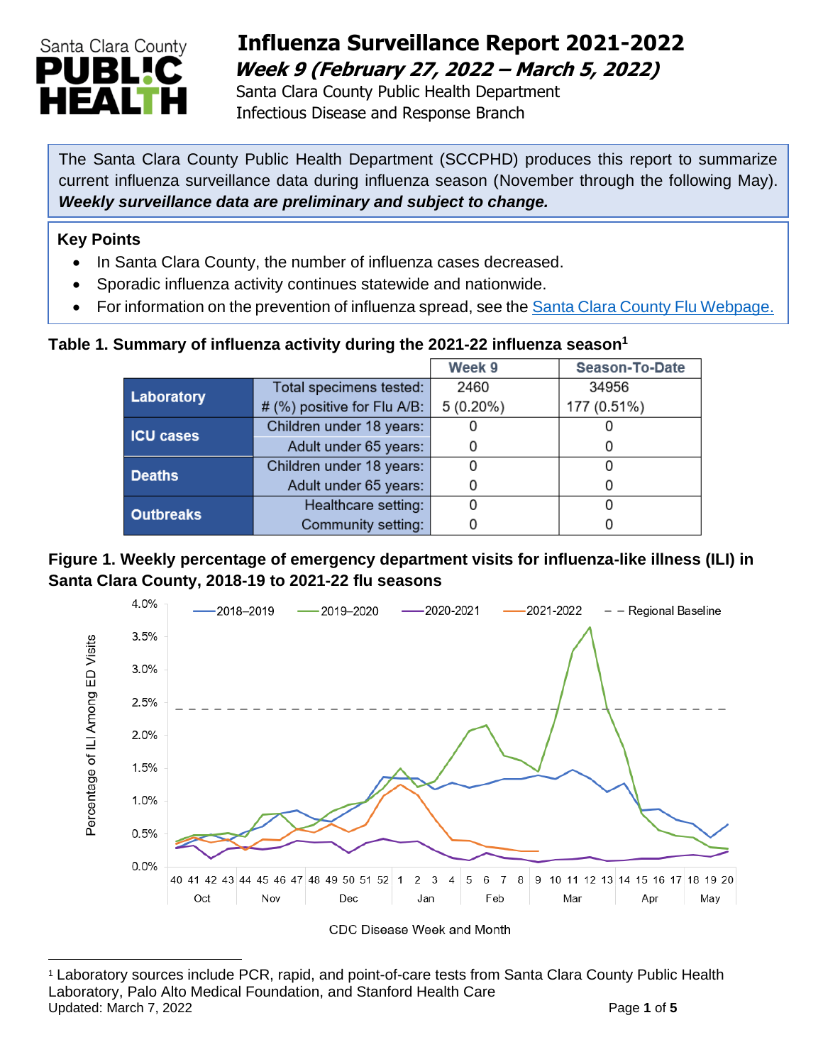# Influenza Surveillance Report 2021-2022

***Week 9 (February 27, 2022 – March 5, 2022)***

Santa Clara County Public Health Department
Infectious Disease and Response Branch

The Santa Clara County Public Health Department (SCCPHD) produces this report to summarize current influenza surveillance data during influenza season (November through the following May). ***Weekly surveillance data are preliminary and subject to change.***

**Key Points**

- In Santa Clara County, the number of influenza cases decreased.
- Sporadic influenza activity continues statewide and nationwide.
- For information on the prevention of influenza spread, see the [Santa Clara County Flu Webpage.](Santa Clara County Flu Webpage)

**Table 1. Summary of influenza activity during the 2021-22 influenza season[1]**

| | | Week 9 | Season-To-Date |
|---|---|---|---|
| **Laboratory** | Total specimens tested: | 2460 | 34956 |
| | # (%) positive for Flu A/B: | 5 (0.20%) | 177 (0.51%) |
| **ICU cases** | Children under 18 years: | 0 | 0 |
| | Adult under 65 years: | 0 | 0 |
| **Deaths** | Children under 18 years: | 0 | 0 |
| | Adult under 65 years: | 0 | 0 |
| **Outbreaks** | Healthcare setting: | 0 | 0 |
| | Community setting: | 0 | 0 |

**Figure 1. Weekly percentage of emergency department visits for influenza-like illness (ILI) in Santa Clara County, 2018-19 to 2021-22 flu seasons**

[1] Laboratory sources include PCR, rapid, and point-of-care tests from Santa Clara County Public Health Laboratory, Palo Alto Medical Foundation, and Stanford Health Care

Updated: March 7, 2022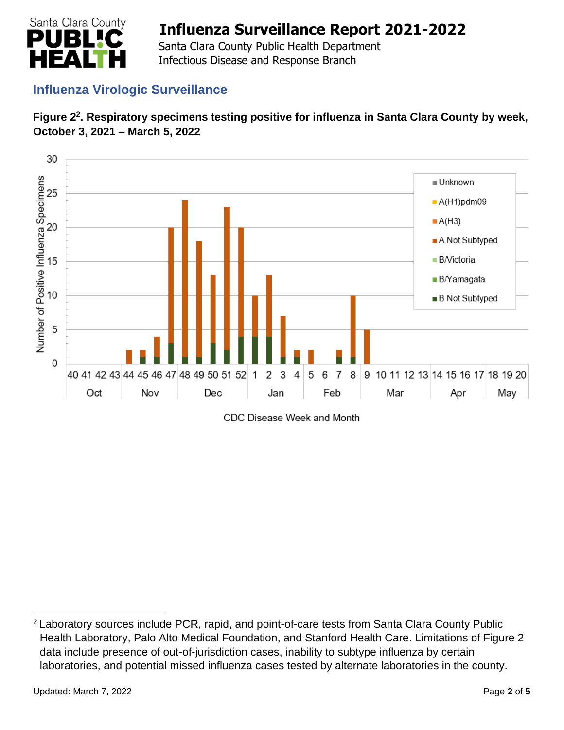## Influenza Virologic Surveillance

**Figure 2[2]. Respiratory specimens testing positive for influenza in Santa Clara County by week, October 3, 2021 – March 5, 2022**

[2] Laboratory sources include PCR, rapid, and point-of-care tests from Santa Clara County Public Health Laboratory, Palo Alto Medical Foundation, and Stanford Health Care. Limitations of Figure 2 data include presence of out-of-jurisdiction cases, inability to subtype influenza by certain laboratories, and potential missed influenza cases tested by alternate laboratories in the county.

Updated: March 7, 2022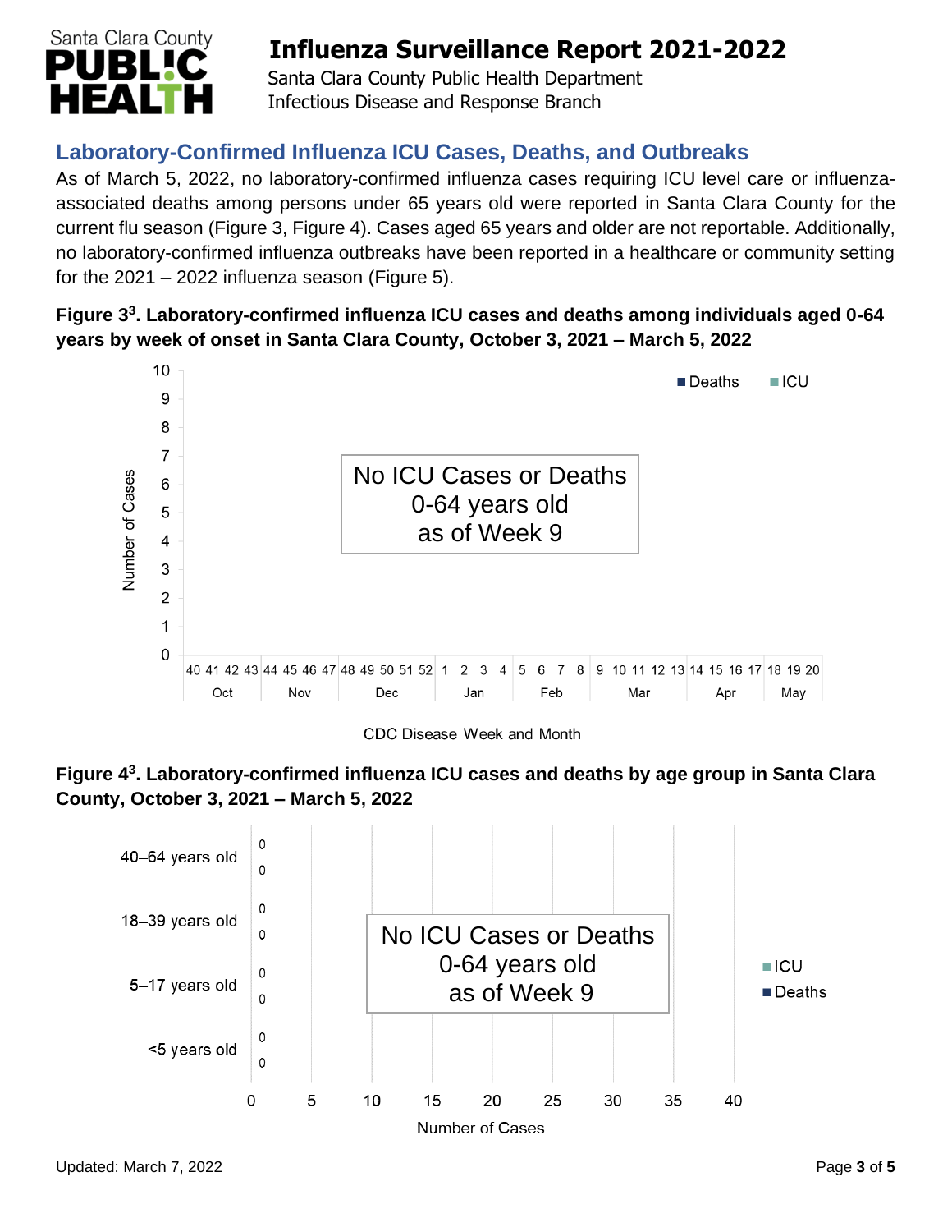## Laboratory-Confirmed Influenza ICU Cases, Deaths, and Outbreaks

As of March 5, 2022, no laboratory-confirmed influenza cases requiring ICU level care or influenza-associated deaths among persons under 65 years old were reported in Santa Clara County for the current flu season (Figure 3, Figure 4). Cases aged 65 years and older are not reportable. Additionally, no laboratory-confirmed influenza outbreaks have been reported in a healthcare or community setting for the 2021 – 2022 influenza season (Figure 5).

**Figure 3[3]. Laboratory-confirmed influenza ICU cases and deaths among individuals aged 0-64 years by week of onset in Santa Clara County, October 3, 2021 – March 5, 2022**

No ICU Cases or Deaths
0-64 years old
as of Week 9

**Figure 4[3]. Laboratory-confirmed influenza ICU cases and deaths by age group in Santa Clara County, October 3, 2021 – March 5, 2022**

| Age group | ICU | Deaths |
|---|---|---|
| 40–64 years old | 0 | 0 |
| 18–39 years old | 0 | 0 |
| 5–17 years old | 0 | 0 |
| <5 years old | 0 | 0 |

No ICU Cases or Deaths
0-64 years old
as of Week 9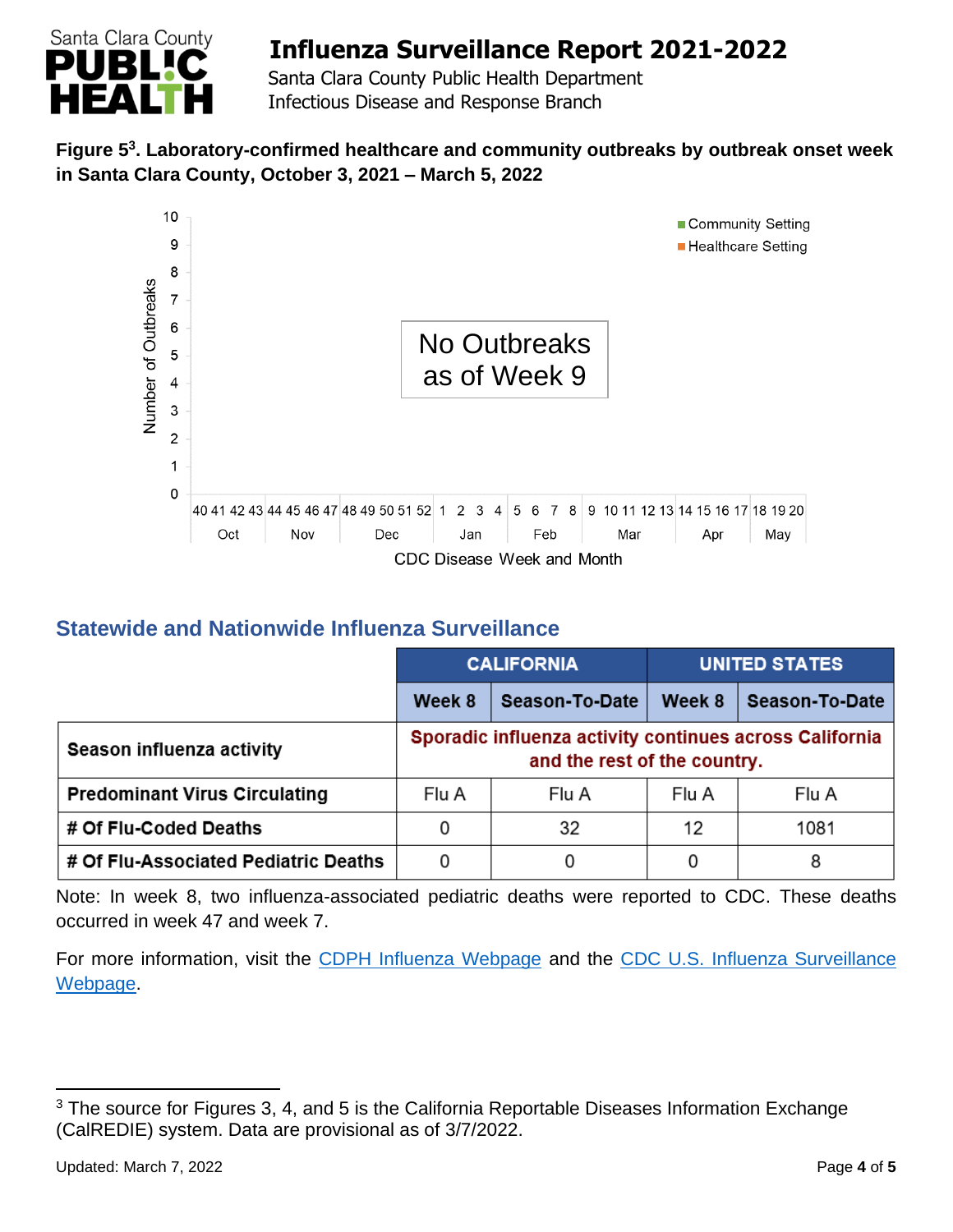**Figure 5[3]. Laboratory-confirmed healthcare and community outbreaks by outbreak onset week in Santa Clara County, October 3, 2021 – March 5, 2022**

## Statewide and Nationwide Influenza Surveillance

| | CALIFORNIA | | UNITED STATES | |
|---|---|---|---|---|
| | Week 8 | Season-To-Date | Week 8 | Season-To-Date |
| Season influenza activity | Sporadic influenza activity continues across California and the rest of the country. | | | |
| Predominant Virus Circulating | Flu A | Flu A | Flu A | Flu A |
| # Of Flu-Coded Deaths | 0 | 32 | 12 | 1081 |
| # Of Flu-Associated Pediatric Deaths | 0 | 0 | 0 | 8 |

Note: In week 8, two influenza-associated pediatric deaths were reported to CDC. These deaths occurred in week 47 and week 7.

For more information, visit the CDPH Influenza Webpage and the CDC U.S. Influenza Surveillance Webpage.

---

[3] The source for Figures 3, 4, and 5 is the California Reportable Diseases Information Exchange (CalREDIE) system. Data are provisional as of 3/7/2022.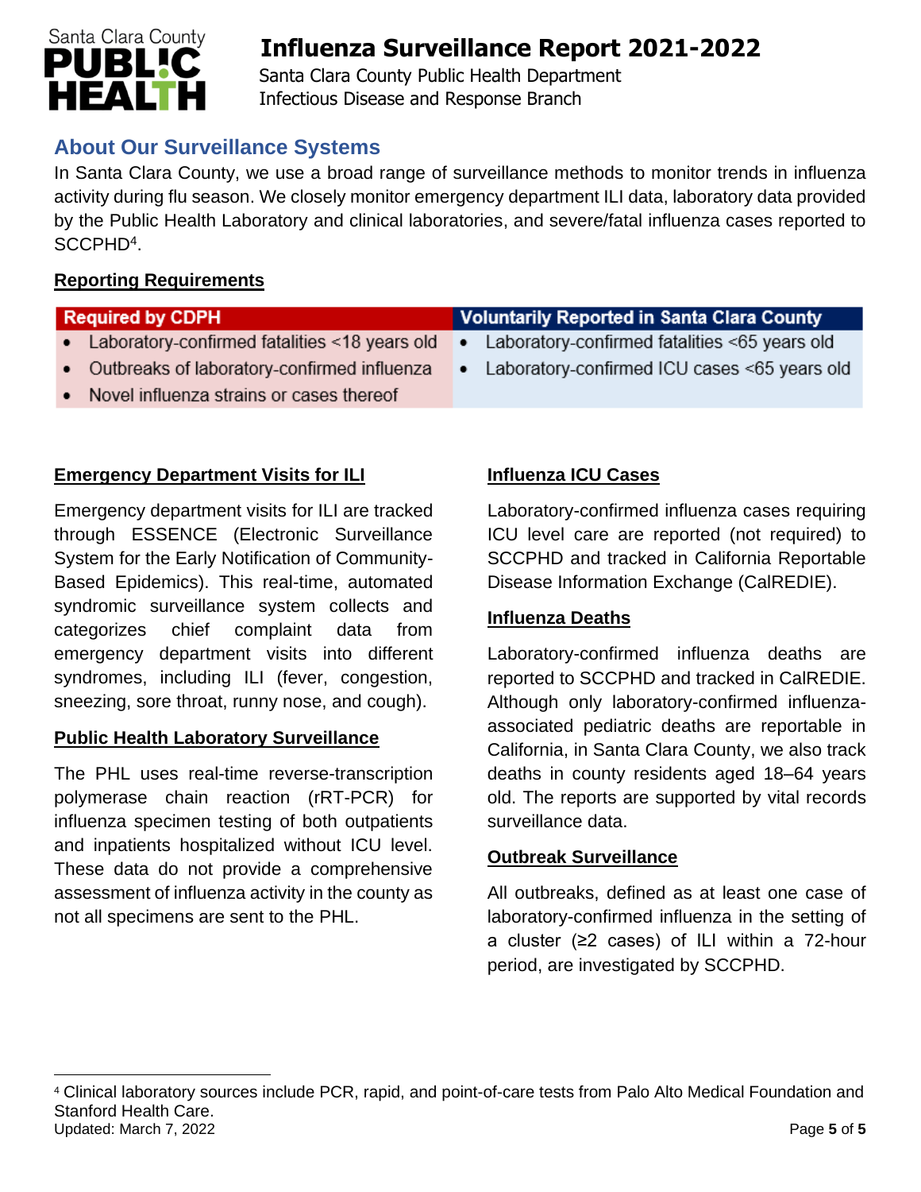# Influenza Surveillance Report 2021-2022

Santa Clara County Public Health Department
Infectious Disease and Response Branch

## About Our Surveillance Systems

In Santa Clara County, we use a broad range of surveillance methods to monitor trends in influenza activity during flu season. We closely monitor emergency department ILI data, laboratory data provided by the Public Health Laboratory and clinical laboratories, and severe/fatal influenza cases reported to SCCPHD[4].

### Reporting Requirements

| Required by CDPH | Voluntarily Reported in Santa Clara County |
|---|---|
| • Laboratory-confirmed fatalities <18 years old | • Laboratory-confirmed fatalities <65 years old |
| • Outbreaks of laboratory-confirmed influenza | • Laboratory-confirmed ICU cases <65 years old |
| • Novel influenza strains or cases thereof | |

### Emergency Department Visits for ILI

Emergency department visits for ILI are tracked through ESSENCE (Electronic Surveillance System for the Early Notification of Community-Based Epidemics). This real-time, automated syndromic surveillance system collects and categorizes chief complaint data from emergency department visits into different syndromes, including ILI (fever, congestion, sneezing, sore throat, runny nose, and cough).

### Public Health Laboratory Surveillance

The PHL uses real-time reverse-transcription polymerase chain reaction (rRT-PCR) for influenza specimen testing of both outpatients and inpatients hospitalized without ICU level. These data do not provide a comprehensive assessment of influenza activity in the county as not all specimens are sent to the PHL.

### Influenza ICU Cases

Laboratory-confirmed influenza cases requiring ICU level care are reported (not required) to SCCPHD and tracked in California Reportable Disease Information Exchange (CalREDIE).

### Influenza Deaths

Laboratory-confirmed influenza deaths are reported to SCCPHD and tracked in CalREDIE. Although only laboratory-confirmed influenza-associated pediatric deaths are reportable in California, in Santa Clara County, we also track deaths in county residents aged 18–64 years old. The reports are supported by vital records surveillance data.

### Outbreak Surveillance

All outbreaks, defined as at least one case of laboratory-confirmed influenza in the setting of a cluster (≥2 cases) of ILI within a 72-hour period, are investigated by SCCPHD.

---

[4] Clinical laboratory sources include PCR, rapid, and point-of-care tests from Palo Alto Medical Foundation and Stanford Health Care.

Updated: March 7, 2022